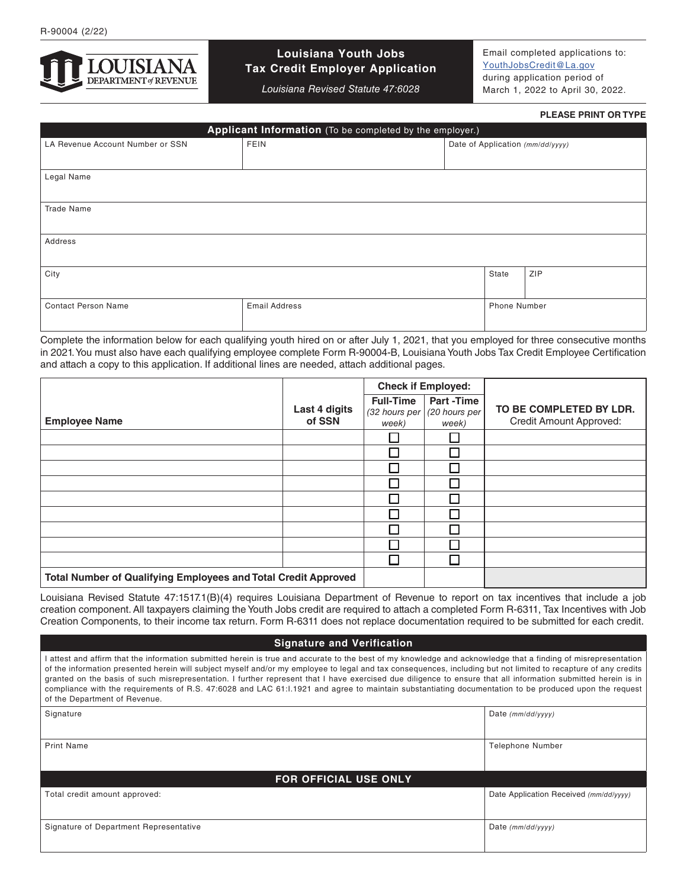R-90004 (2/22)

LOUISIANA DEPARTMENT of REVENUE

# Louisiana Youth Jobs Tax Credit Employer Application

*Louisiana Revised Statute 47:6028*

Email completed applications to: YouthJobsCredit@La.gov during application period of March 1, 2022 to April 30, 2022.

**PLEASE PRINT OR TYPE**

## Applicant Information (To be completed by the employer.)

| LA Revenue Account Number or SSN | FEIN | Date of Application *(mm/dd/yyyy)* |
|---|---|---|
| | | |

| Legal Name |
|---|
| |

| Trade Name |
|---|
| |

| Address |
|---|
| |

| City | State | ZIP |
|---|---|---|
| | | |

| Contact Person Name | Email Address | Phone Number |
|---|---|---|
| | | |

Complete the information below for each qualifying youth hired on or after July 1, 2021, that you employed for three consecutive months in 2021. You must also have each qualifying employee complete Form R-90004-B, Louisiana Youth Jobs Tax Credit Employee Certification and attach a copy to this application. If additional lines are needed, attach additional pages.

| Employee Name | Last 4 digits of SSN | Check if Employed: Full-Time *(32 hours per week)* | Check if Employed: Part-Time *(20 hours per week)* | TO BE COMPLETED BY LDR. Credit Amount Approved: |
|---|---|---|---|---|
| | | ☐ | ☐ | |
| | | ☐ | ☐ | |
| | | ☐ | ☐ | |
| | | ☐ | ☐ | |
| | | ☐ | ☐ | |
| | | ☐ | ☐ | |
| | | ☐ | ☐ | |
| | | ☐ | ☐ | |
| | | ☐ | ☐ | |
| **Total Number of Qualifying Employees and Total Credit Approved** | | | | |

Louisiana Revised Statute 47:1517.1(B)(4) requires Louisiana Department of Revenue to report on tax incentives that include a job creation component. All taxpayers claiming the Youth Jobs credit are required to attach a completed Form R-6311, Tax Incentives with Job Creation Components, to their income tax return. Form R-6311 does not replace documentation required to be submitted for each credit.

## Signature and Verification

I attest and affirm that the information submitted herein is true and accurate to the best of my knowledge and acknowledge that a finding of misrepresentation of the information presented herein will subject myself and/or my employee to legal and tax consequences, including but not limited to recapture of any credits granted on the basis of such misrepresentation. I further represent that I have exercised due diligence to ensure that all information submitted herein is in compliance with the requirements of R.S. 47:6028 and LAC 61:I.1921 and agree to maintain substantiating documentation to be produced upon the request of the Department of Revenue.

| Signature | Date *(mm/dd/yyyy)* |
|---|---|
| | |
| **Print Name** | **Telephone Number** |
| | |

## FOR OFFICIAL USE ONLY

| Total credit amount approved: | Date Application Received *(mm/dd/yyyy)* |
|---|---|
| | |
| **Signature of Department Representative** | **Date *(mm/dd/yyyy)*** |
| | |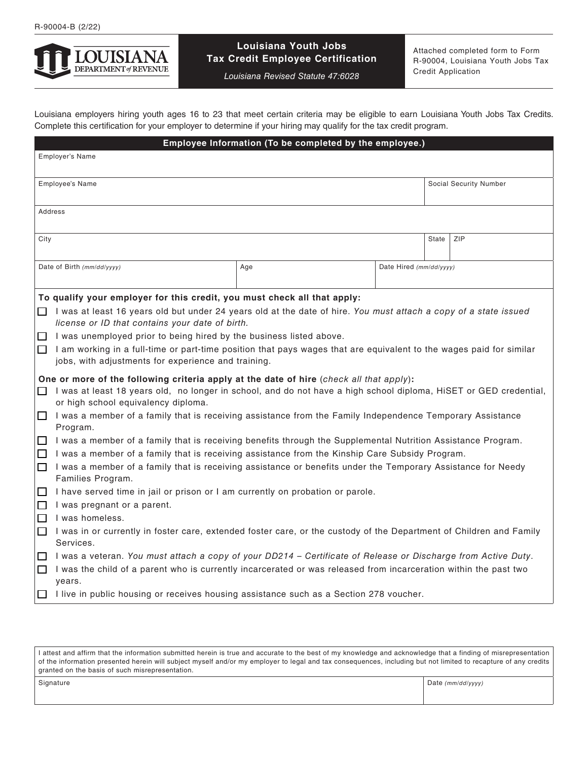R-90004-B (2/22)

LOUISIANA DEPARTMENT of REVENUE

# Louisiana Youth Jobs Tax Credit Employee Certification

*Louisiana Revised Statute 47:6028*

Attached completed form to Form R-90004, Louisiana Youth Jobs Tax Credit Application

Louisiana employers hiring youth ages 16 to 23 that meet certain criteria may be eligible to earn Louisiana Youth Jobs Tax Credits. Complete this certification for your employer to determine if your hiring may qualify for the tax credit program.

## Employee Information (To be completed by the employee.)

| | | | |
|---|---|---|---|
| Employer's Name | | | |
| Employee's Name | | | Social Security Number |
| Address | | | |
| City | | State | ZIP |
| Date of Birth *(mm/dd/yyyy)* | Age | Date Hired *(mm/dd/yyyy)* | |

**To qualify your employer for this credit, you must check all that apply:**

- ☐ I was at least 16 years old but under 24 years old at the date of hire. *You must attach a copy of a state issued license or ID that contains your date of birth.*
- ☐ I was unemployed prior to being hired by the business listed above.
- ☐ I am working in a full-time or part-time position that pays wages that are equivalent to the wages paid for similar jobs, with adjustments for experience and training.

**One or more of the following criteria apply at the date of hire** (*check all that apply*)**:**

- ☐ I was at least 18 years old, no longer in school, and do not have a high school diploma, HiSET or GED credential, or high school equivalency diploma.
- ☐ I was a member of a family that is receiving assistance from the Family Independence Temporary Assistance Program.
- ☐ I was a member of a family that is receiving benefits through the Supplemental Nutrition Assistance Program.
- ☐ I was a member of a family that is receiving assistance from the Kinship Care Subsidy Program.
- ☐ I was a member of a family that is receiving assistance or benefits under the Temporary Assistance for Needy Families Program.
- ☐ I have served time in jail or prison or I am currently on probation or parole.
- ☐ I was pregnant or a parent.
- ☐ I was homeless.
- ☐ I was in or currently in foster care, extended foster care, or the custody of the Department of Children and Family Services.
- ☐ I was a veteran. *You must attach a copy of your DD214 – Certificate of Release or Discharge from Active Duty*.
- ☐ I was the child of a parent who is currently incarcerated or was released from incarceration within the past two years.
- ☐ I live in public housing or receives housing assistance such as a Section 278 voucher.

I attest and affirm that the information submitted herein is true and accurate to the best of my knowledge and acknowledge that a finding of misrepresentation of the information presented herein will subject myself and/or my employer to legal and tax consequences, including but not limited to recapture of any credits granted on the basis of such misrepresentation.

| | |
|---|---|
| Signature | Date *(mm/dd/yyyy)* |